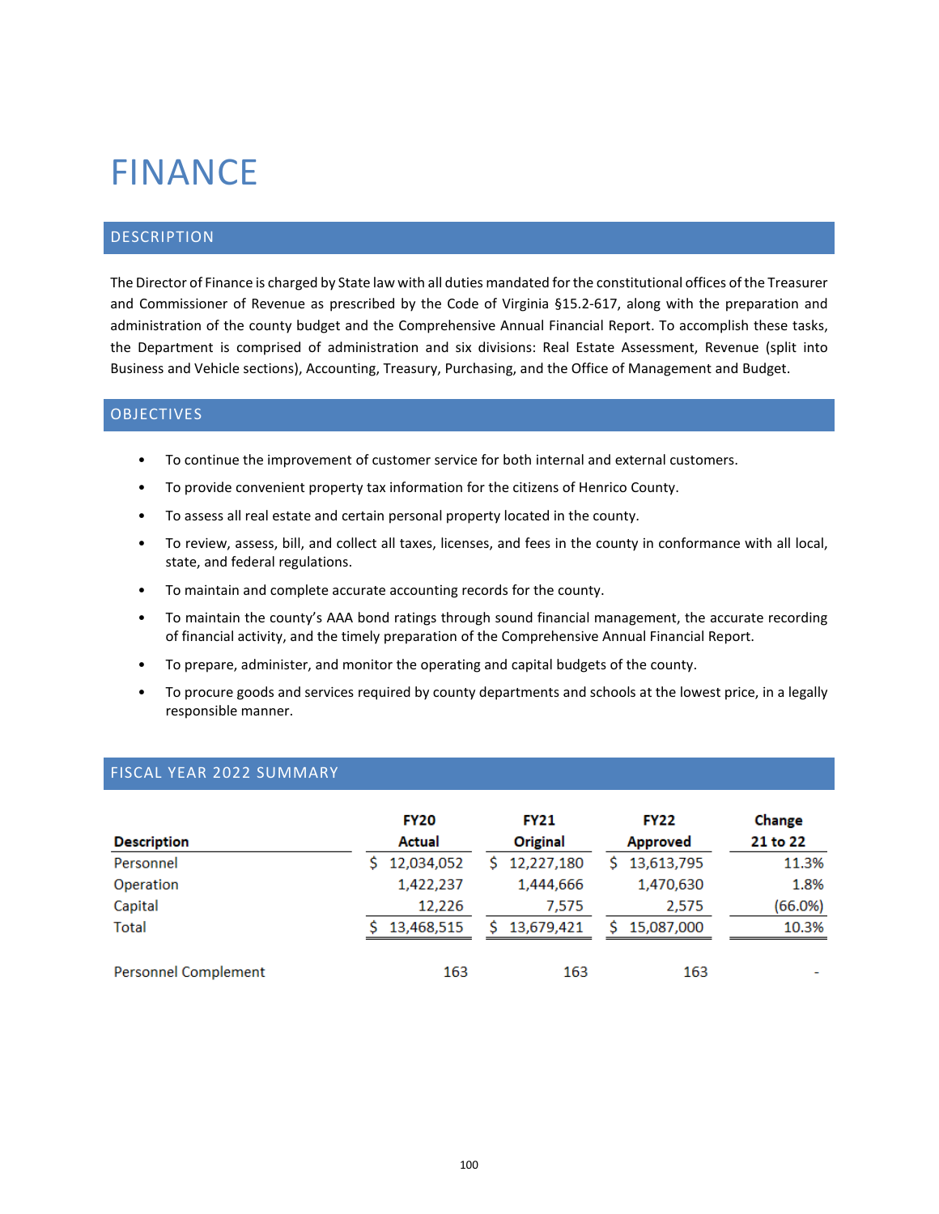# FINANCE

## DESCRIPTION

The Director of Finance is charged by State law with all duties mandated for the constitutional offices of the Treasurer and Commissioner of Revenue as prescribed by the Code of Virginia §15.2-617, along with the preparation and administration of the county budget and the Comprehensive Annual Financial Report. To accomplish these tasks, the Department is comprised of administration and six divisions: Real Estate Assessment, Revenue (split into Business and Vehicle sections), Accounting, Treasury, Purchasing, and the Office of Management and Budget.

## OBJECTIVES

- To continue the improvement of customer service for both internal and external customers.
- To provide convenient property tax information for the citizens of Henrico County.
- To assess all real estate and certain personal property located in the county.
- To review, assess, bill, and collect all taxes, licenses, and fees in the county in conformance with all local, state, and federal regulations.
- To maintain and complete accurate accounting records for the county.
- To maintain the county's AAA bond ratings through sound financial management, the accurate recording of financial activity, and the timely preparation of the Comprehensive Annual Financial Report.
- To prepare, administer, and monitor the operating and capital budgets of the county.
- To procure goods and services required by county departments and schools at the lowest price, in a legally responsible manner.

## FISCAL YEAR 2022 SUMMARY

| Description | FY20 Actual | FY21 Original | FY22 Approved | Change 21 to 22 |
|---|---|---|---|---|
| Personnel | $ 12,034,052 | $ 12,227,180 | $ 13,613,795 | 11.3% |
| Operation | 1,422,237 | 1,444,666 | 1,470,630 | 1.8% |
| Capital | 12,226 | 7,575 | 2,575 | (66.0%) |
| Total | $ 13,468,515 | $ 13,679,421 | $ 15,087,000 | 10.3% |
| | | | | |
| Personnel Complement | 163 | 163 | 163 | - |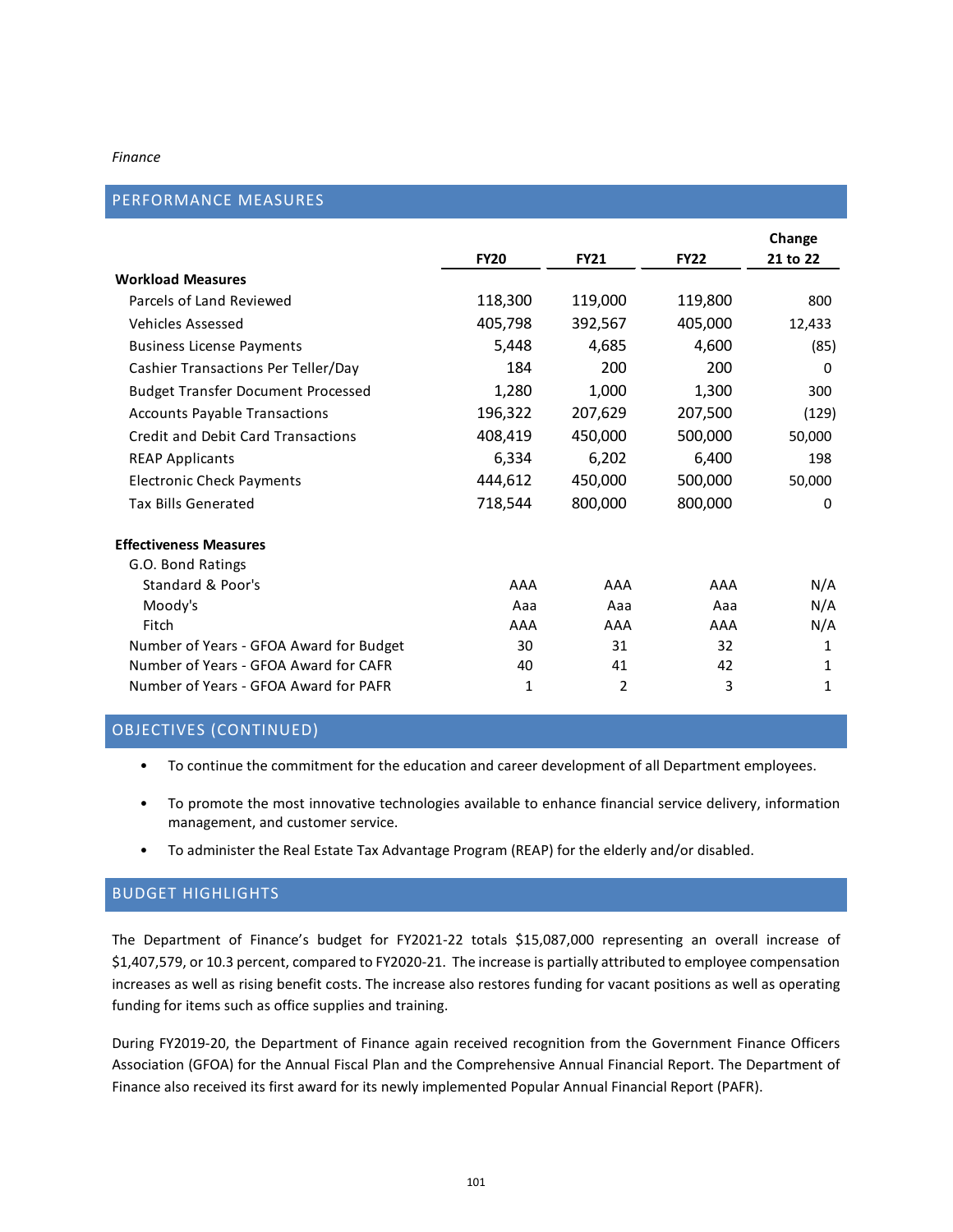*Finance*

## PERFORMANCE MEASURES

| | FY20 | FY21 | FY22 | Change 21 to 22 |
|---|---|---|---|---|
| **Workload Measures** | | | | |
| Parcels of Land Reviewed | 118,300 | 119,000 | 119,800 | 800 |
| Vehicles Assessed | 405,798 | 392,567 | 405,000 | 12,433 |
| Business License Payments | 5,448 | 4,685 | 4,600 | (85) |
| Cashier Transactions Per Teller/Day | 184 | 200 | 200 | 0 |
| Budget Transfer Document Processed | 1,280 | 1,000 | 1,300 | 300 |
| Accounts Payable Transactions | 196,322 | 207,629 | 207,500 | (129) |
| Credit and Debit Card Transactions | 408,419 | 450,000 | 500,000 | 50,000 |
| REAP Applicants | 6,334 | 6,202 | 6,400 | 198 |
| Electronic Check Payments | 444,612 | 450,000 | 500,000 | 50,000 |
| Tax Bills Generated | 718,544 | 800,000 | 800,000 | 0 |
| **Effectiveness Measures** | | | | |
| G.O. Bond Ratings | | | | |
| Standard & Poor's | AAA | AAA | AAA | N/A |
| Moody's | Aaa | Aaa | Aaa | N/A |
| Fitch | AAA | AAA | AAA | N/A |
| Number of Years - GFOA Award for Budget | 30 | 31 | 32 | 1 |
| Number of Years - GFOA Award for CAFR | 40 | 41 | 42 | 1 |
| Number of Years - GFOA Award for PAFR | 1 | 2 | 3 | 1 |

## OBJECTIVES (CONTINUED)

- To continue the commitment for the education and career development of all Department employees.
- To promote the most innovative technologies available to enhance financial service delivery, information management, and customer service.
- To administer the Real Estate Tax Advantage Program (REAP) for the elderly and/or disabled.

## BUDGET HIGHLIGHTS

The Department of Finance's budget for FY2021-22 totals $15,087,000 representing an overall increase of $1,407,579, or 10.3 percent, compared to FY2020-21. The increase is partially attributed to employee compensation increases as well as rising benefit costs. The increase also restores funding for vacant positions as well as operating funding for items such as office supplies and training.

During FY2019-20, the Department of Finance again received recognition from the Government Finance Officers Association (GFOA) for the Annual Fiscal Plan and the Comprehensive Annual Financial Report. The Department of Finance also received its first award for its newly implemented Popular Annual Financial Report (PAFR).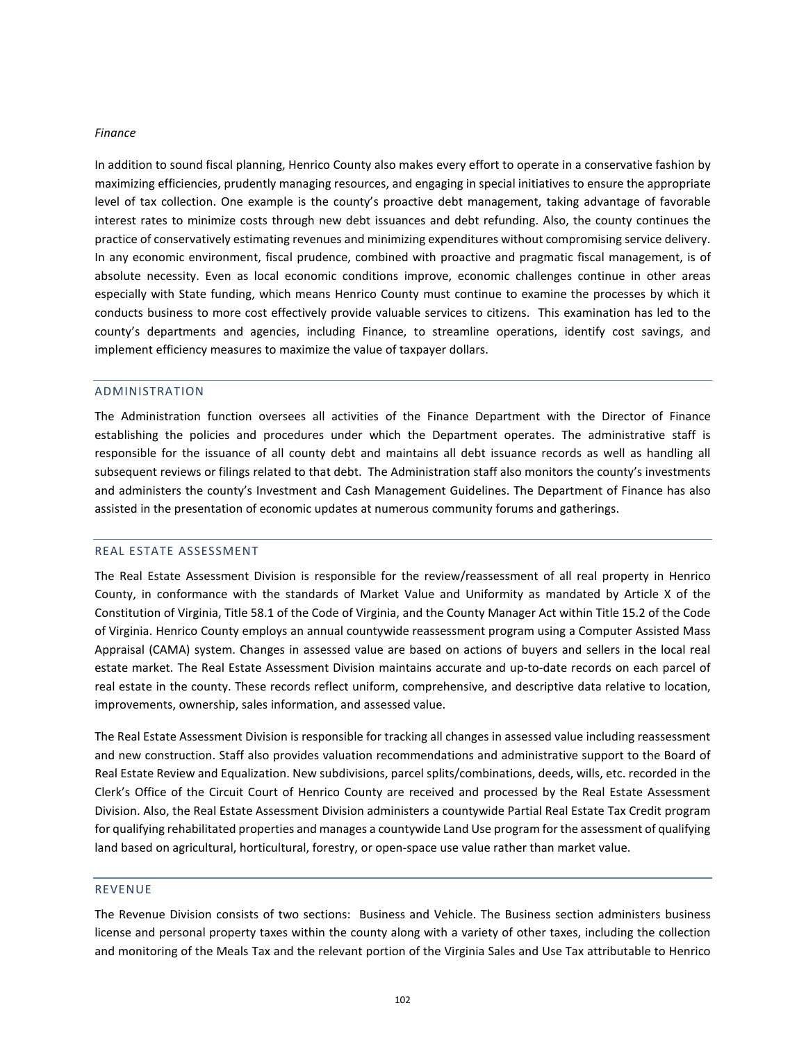*Finance*

In addition to sound fiscal planning, Henrico County also makes every effort to operate in a conservative fashion by maximizing efficiencies, prudently managing resources, and engaging in special initiatives to ensure the appropriate level of tax collection. One example is the county's proactive debt management, taking advantage of favorable interest rates to minimize costs through new debt issuances and debt refunding. Also, the county continues the practice of conservatively estimating revenues and minimizing expenditures without compromising service delivery. In any economic environment, fiscal prudence, combined with proactive and pragmatic fiscal management, is of absolute necessity. Even as local economic conditions improve, economic challenges continue in other areas especially with State funding, which means Henrico County must continue to examine the processes by which it conducts business to more cost effectively provide valuable services to citizens. This examination has led to the county's departments and agencies, including Finance, to streamline operations, identify cost savings, and implement efficiency measures to maximize the value of taxpayer dollars.

## ADMINISTRATION

The Administration function oversees all activities of the Finance Department with the Director of Finance establishing the policies and procedures under which the Department operates. The administrative staff is responsible for the issuance of all county debt and maintains all debt issuance records as well as handling all subsequent reviews or filings related to that debt. The Administration staff also monitors the county's investments and administers the county's Investment and Cash Management Guidelines. The Department of Finance has also assisted in the presentation of economic updates at numerous community forums and gatherings.

## REAL ESTATE ASSESSMENT

The Real Estate Assessment Division is responsible for the review/reassessment of all real property in Henrico County, in conformance with the standards of Market Value and Uniformity as mandated by Article X of the Constitution of Virginia, Title 58.1 of the Code of Virginia, and the County Manager Act within Title 15.2 of the Code of Virginia. Henrico County employs an annual countywide reassessment program using a Computer Assisted Mass Appraisal (CAMA) system. Changes in assessed value are based on actions of buyers and sellers in the local real estate market. The Real Estate Assessment Division maintains accurate and up-to-date records on each parcel of real estate in the county. These records reflect uniform, comprehensive, and descriptive data relative to location, improvements, ownership, sales information, and assessed value.

The Real Estate Assessment Division is responsible for tracking all changes in assessed value including reassessment and new construction. Staff also provides valuation recommendations and administrative support to the Board of Real Estate Review and Equalization. New subdivisions, parcel splits/combinations, deeds, wills, etc. recorded in the Clerk's Office of the Circuit Court of Henrico County are received and processed by the Real Estate Assessment Division. Also, the Real Estate Assessment Division administers a countywide Partial Real Estate Tax Credit program for qualifying rehabilitated properties and manages a countywide Land Use program for the assessment of qualifying land based on agricultural, horticultural, forestry, or open-space use value rather than market value.

## REVENUE

The Revenue Division consists of two sections: Business and Vehicle. The Business section administers business license and personal property taxes within the county along with a variety of other taxes, including the collection and monitoring of the Meals Tax and the relevant portion of the Virginia Sales and Use Tax attributable to Henrico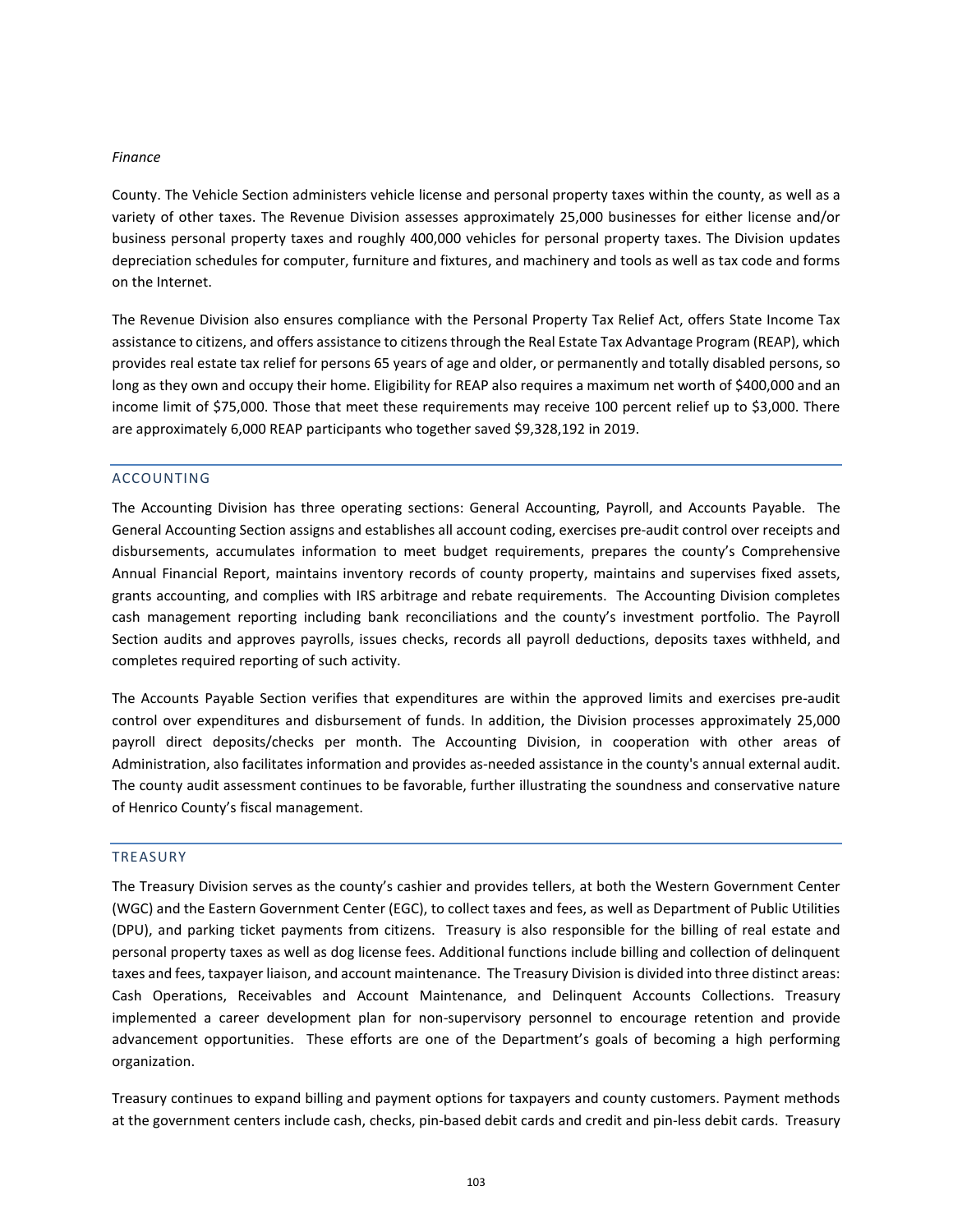County. The Vehicle Section administers vehicle license and personal property taxes within the county, as well as a variety of other taxes. The Revenue Division assesses approximately 25,000 businesses for either license and/or business personal property taxes and roughly 400,000 vehicles for personal property taxes. The Division updates depreciation schedules for computer, furniture and fixtures, and machinery and tools as well as tax code and forms on the Internet.

The Revenue Division also ensures compliance with the Personal Property Tax Relief Act, offers State Income Tax assistance to citizens, and offers assistance to citizens through the Real Estate Tax Advantage Program (REAP), which provides real estate tax relief for persons 65 years of age and older, or permanently and totally disabled persons, so long as they own and occupy their home. Eligibility for REAP also requires a maximum net worth of $400,000 and an income limit of $75,000. Those that meet these requirements may receive 100 percent relief up to $3,000. There are approximately 6,000 REAP participants who together saved $9,328,192 in 2019.

## ACCOUNTING

The Accounting Division has three operating sections: General Accounting, Payroll, and Accounts Payable. The General Accounting Section assigns and establishes all account coding, exercises pre-audit control over receipts and disbursements, accumulates information to meet budget requirements, prepares the county's Comprehensive Annual Financial Report, maintains inventory records of county property, maintains and supervises fixed assets, grants accounting, and complies with IRS arbitrage and rebate requirements. The Accounting Division completes cash management reporting including bank reconciliations and the county's investment portfolio. The Payroll Section audits and approves payrolls, issues checks, records all payroll deductions, deposits taxes withheld, and completes required reporting of such activity.

The Accounts Payable Section verifies that expenditures are within the approved limits and exercises pre-audit control over expenditures and disbursement of funds. In addition, the Division processes approximately 25,000 payroll direct deposits/checks per month. The Accounting Division, in cooperation with other areas of Administration, also facilitates information and provides as-needed assistance in the county's annual external audit. The county audit assessment continues to be favorable, further illustrating the soundness and conservative nature of Henrico County's fiscal management.

## TREASURY

The Treasury Division serves as the county's cashier and provides tellers, at both the Western Government Center (WGC) and the Eastern Government Center (EGC), to collect taxes and fees, as well as Department of Public Utilities (DPU), and parking ticket payments from citizens. Treasury is also responsible for the billing of real estate and personal property taxes as well as dog license fees. Additional functions include billing and collection of delinquent taxes and fees, taxpayer liaison, and account maintenance. The Treasury Division is divided into three distinct areas: Cash Operations, Receivables and Account Maintenance, and Delinquent Accounts Collections. Treasury implemented a career development plan for non-supervisory personnel to encourage retention and provide advancement opportunities. These efforts are one of the Department's goals of becoming a high performing organization.

Treasury continues to expand billing and payment options for taxpayers and county customers. Payment methods at the government centers include cash, checks, pin-based debit cards and credit and pin-less debit cards. Treasury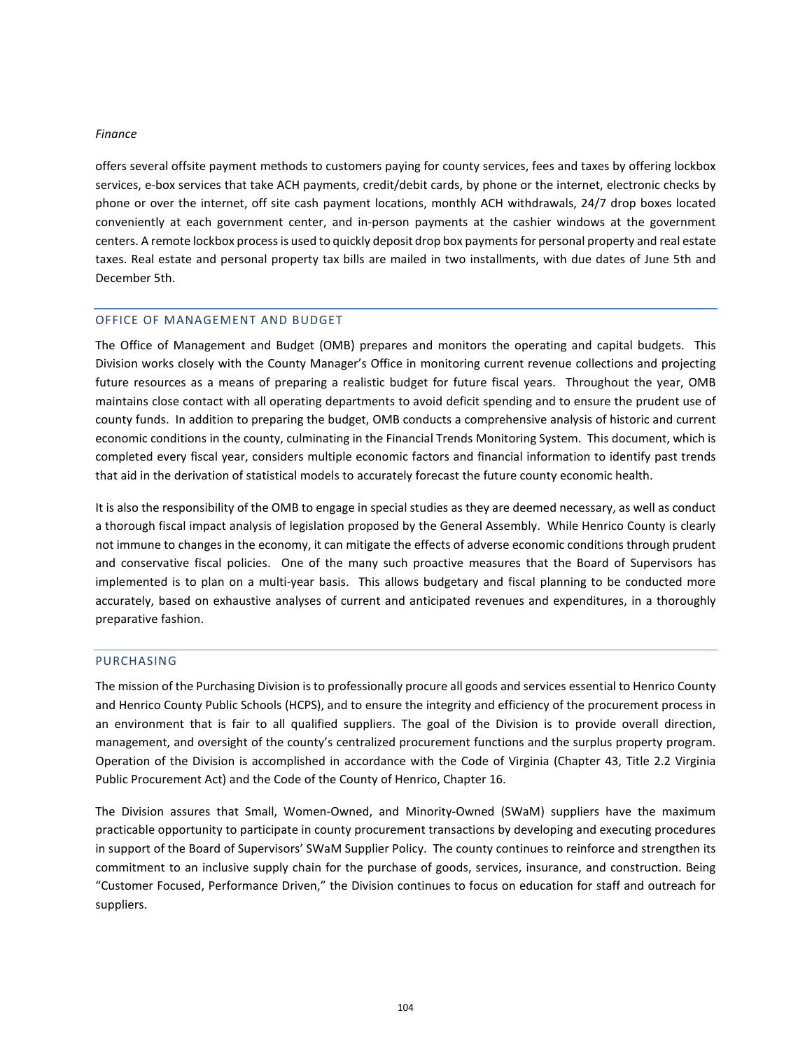offers several offsite payment methods to customers paying for county services, fees and taxes by offering lockbox services, e-box services that take ACH payments, credit/debit cards, by phone or the internet, electronic checks by phone or over the internet, off site cash payment locations, monthly ACH withdrawals, 24/7 drop boxes located conveniently at each government center, and in-person payments at the cashier windows at the government centers. A remote lockbox process is used to quickly deposit drop box payments for personal property and real estate taxes. Real estate and personal property tax bills are mailed in two installments, with due dates of June 5th and December 5th.

## OFFICE OF MANAGEMENT AND BUDGET

The Office of Management and Budget (OMB) prepares and monitors the operating and capital budgets. This Division works closely with the County Manager's Office in monitoring current revenue collections and projecting future resources as a means of preparing a realistic budget for future fiscal years. Throughout the year, OMB maintains close contact with all operating departments to avoid deficit spending and to ensure the prudent use of county funds. In addition to preparing the budget, OMB conducts a comprehensive analysis of historic and current economic conditions in the county, culminating in the Financial Trends Monitoring System. This document, which is completed every fiscal year, considers multiple economic factors and financial information to identify past trends that aid in the derivation of statistical models to accurately forecast the future county economic health.

It is also the responsibility of the OMB to engage in special studies as they are deemed necessary, as well as conduct a thorough fiscal impact analysis of legislation proposed by the General Assembly. While Henrico County is clearly not immune to changes in the economy, it can mitigate the effects of adverse economic conditions through prudent and conservative fiscal policies. One of the many such proactive measures that the Board of Supervisors has implemented is to plan on a multi-year basis. This allows budgetary and fiscal planning to be conducted more accurately, based on exhaustive analyses of current and anticipated revenues and expenditures, in a thoroughly preparative fashion.

## PURCHASING

The mission of the Purchasing Division is to professionally procure all goods and services essential to Henrico County and Henrico County Public Schools (HCPS), and to ensure the integrity and efficiency of the procurement process in an environment that is fair to all qualified suppliers. The goal of the Division is to provide overall direction, management, and oversight of the county's centralized procurement functions and the surplus property program. Operation of the Division is accomplished in accordance with the Code of Virginia (Chapter 43, Title 2.2 Virginia Public Procurement Act) and the Code of the County of Henrico, Chapter 16.

The Division assures that Small, Women-Owned, and Minority-Owned (SWaM) suppliers have the maximum practicable opportunity to participate in county procurement transactions by developing and executing procedures in support of the Board of Supervisors' SWaM Supplier Policy. The county continues to reinforce and strengthen its commitment to an inclusive supply chain for the purchase of goods, services, insurance, and construction. Being "Customer Focused, Performance Driven," the Division continues to focus on education for staff and outreach for suppliers.